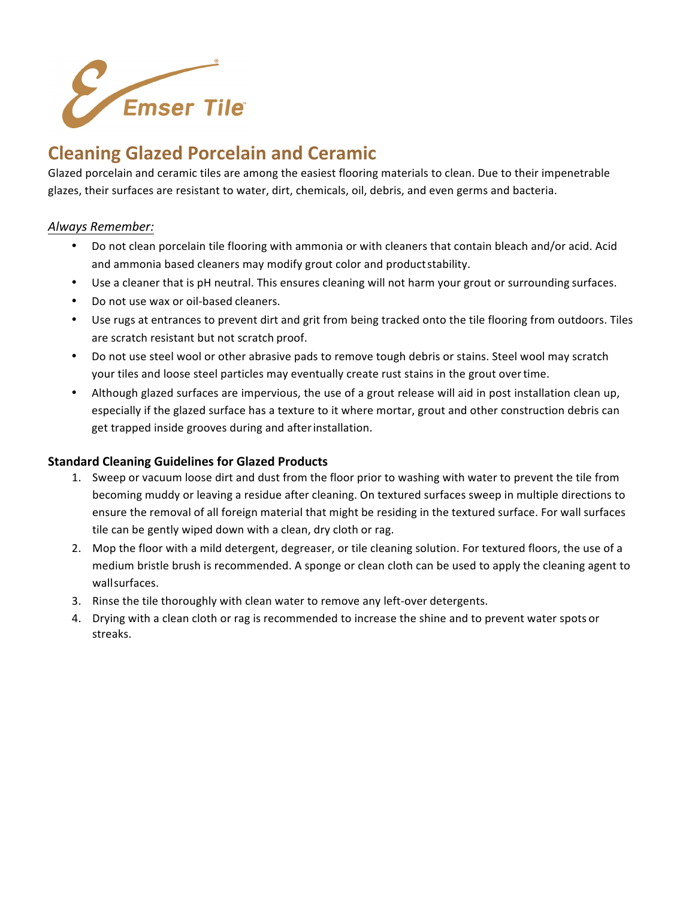Emser Tile

# Cleaning Glazed Porcelain and Ceramic

Glazed porcelain and ceramic tiles are among the easiest flooring materials to clean. Due to their impenetrable glazes, their surfaces are resistant to water, dirt, chemicals, oil, debris, and even germs and bacteria.

*Always Remember:*

- Do not clean porcelain tile flooring with ammonia or with cleaners that contain bleach and/or acid. Acid and ammonia based cleaners may modify grout color and product stability.
- Use a cleaner that is pH neutral. This ensures cleaning will not harm your grout or surrounding surfaces.
- Do not use wax or oil-based cleaners.
- Use rugs at entrances to prevent dirt and grit from being tracked onto the tile flooring from outdoors. Tiles are scratch resistant but not scratch proof.
- Do not use steel wool or other abrasive pads to remove tough debris or stains. Steel wool may scratch your tiles and loose steel particles may eventually create rust stains in the grout over time.
- Although glazed surfaces are impervious, the use of a grout release will aid in post installation clean up, especially if the glazed surface has a texture to it where mortar, grout and other construction debris can get trapped inside grooves during and after installation.

**Standard Cleaning Guidelines for Glazed Products**

1. Sweep or vacuum loose dirt and dust from the floor prior to washing with water to prevent the tile from becoming muddy or leaving a residue after cleaning. On textured surfaces sweep in multiple directions to ensure the removal of all foreign material that might be residing in the textured surface. For wall surfaces tile can be gently wiped down with a clean, dry cloth or rag.
2. Mop the floor with a mild detergent, degreaser, or tile cleaning solution. For textured floors, the use of a medium bristle brush is recommended. A sponge or clean cloth can be used to apply the cleaning agent to wall surfaces.
3. Rinse the tile thoroughly with clean water to remove any left-over detergents.
4. Drying with a clean cloth or rag is recommended to increase the shine and to prevent water spots or streaks.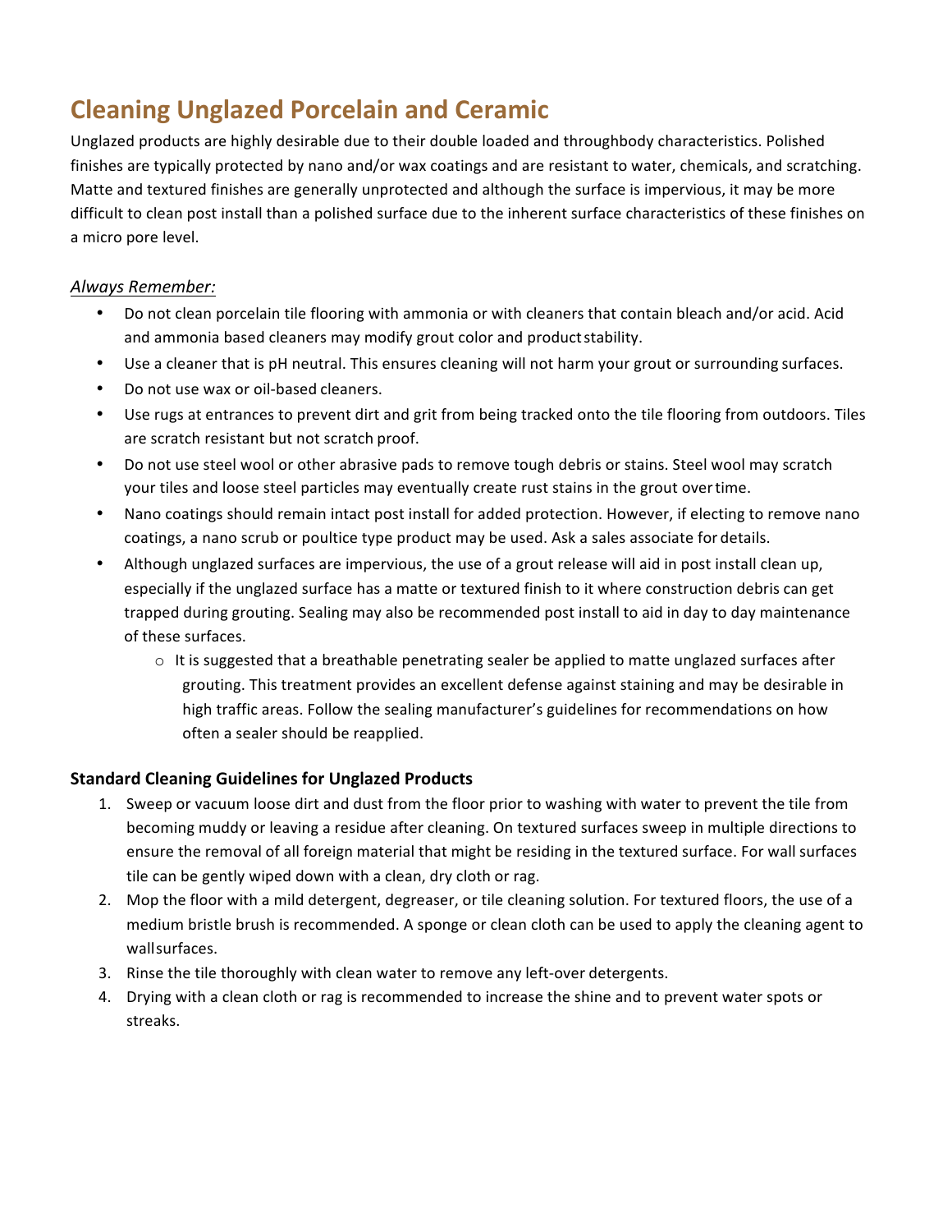# Cleaning Unglazed Porcelain and Ceramic

Unglazed products are highly desirable due to their double loaded and throughbody characteristics. Polished finishes are typically protected by nano and/or wax coatings and are resistant to water, chemicals, and scratching. Matte and textured finishes are generally unprotected and although the surface is impervious, it may be more difficult to clean post install than a polished surface due to the inherent surface characteristics of these finishes on a micro pore level.

*Always Remember:*

- Do not clean porcelain tile flooring with ammonia or with cleaners that contain bleach and/or acid. Acid and ammonia based cleaners may modify grout color and product stability.
- Use a cleaner that is pH neutral. This ensures cleaning will not harm your grout or surrounding surfaces.
- Do not use wax or oil-based cleaners.
- Use rugs at entrances to prevent dirt and grit from being tracked onto the tile flooring from outdoors. Tiles are scratch resistant but not scratch proof.
- Do not use steel wool or other abrasive pads to remove tough debris or stains. Steel wool may scratch your tiles and loose steel particles may eventually create rust stains in the grout over time.
- Nano coatings should remain intact post install for added protection. However, if electing to remove nano coatings, a nano scrub or poultice type product may be used. Ask a sales associate for details.
- Although unglazed surfaces are impervious, the use of a grout release will aid in post install clean up, especially if the unglazed surface has a matte or textured finish to it where construction debris can get trapped during grouting. Sealing may also be recommended post install to aid in day to day maintenance of these surfaces.
  - It is suggested that a breathable penetrating sealer be applied to matte unglazed surfaces after grouting. This treatment provides an excellent defense against staining and may be desirable in high traffic areas. Follow the sealing manufacturer's guidelines for recommendations on how often a sealer should be reapplied.

### Standard Cleaning Guidelines for Unglazed Products

1. Sweep or vacuum loose dirt and dust from the floor prior to washing with water to prevent the tile from becoming muddy or leaving a residue after cleaning. On textured surfaces sweep in multiple directions to ensure the removal of all foreign material that might be residing in the textured surface. For wall surfaces tile can be gently wiped down with a clean, dry cloth or rag.
2. Mop the floor with a mild detergent, degreaser, or tile cleaning solution. For textured floors, the use of a medium bristle brush is recommended. A sponge or clean cloth can be used to apply the cleaning agent to wall surfaces.
3. Rinse the tile thoroughly with clean water to remove any left-over detergents.
4. Drying with a clean cloth or rag is recommended to increase the shine and to prevent water spots or streaks.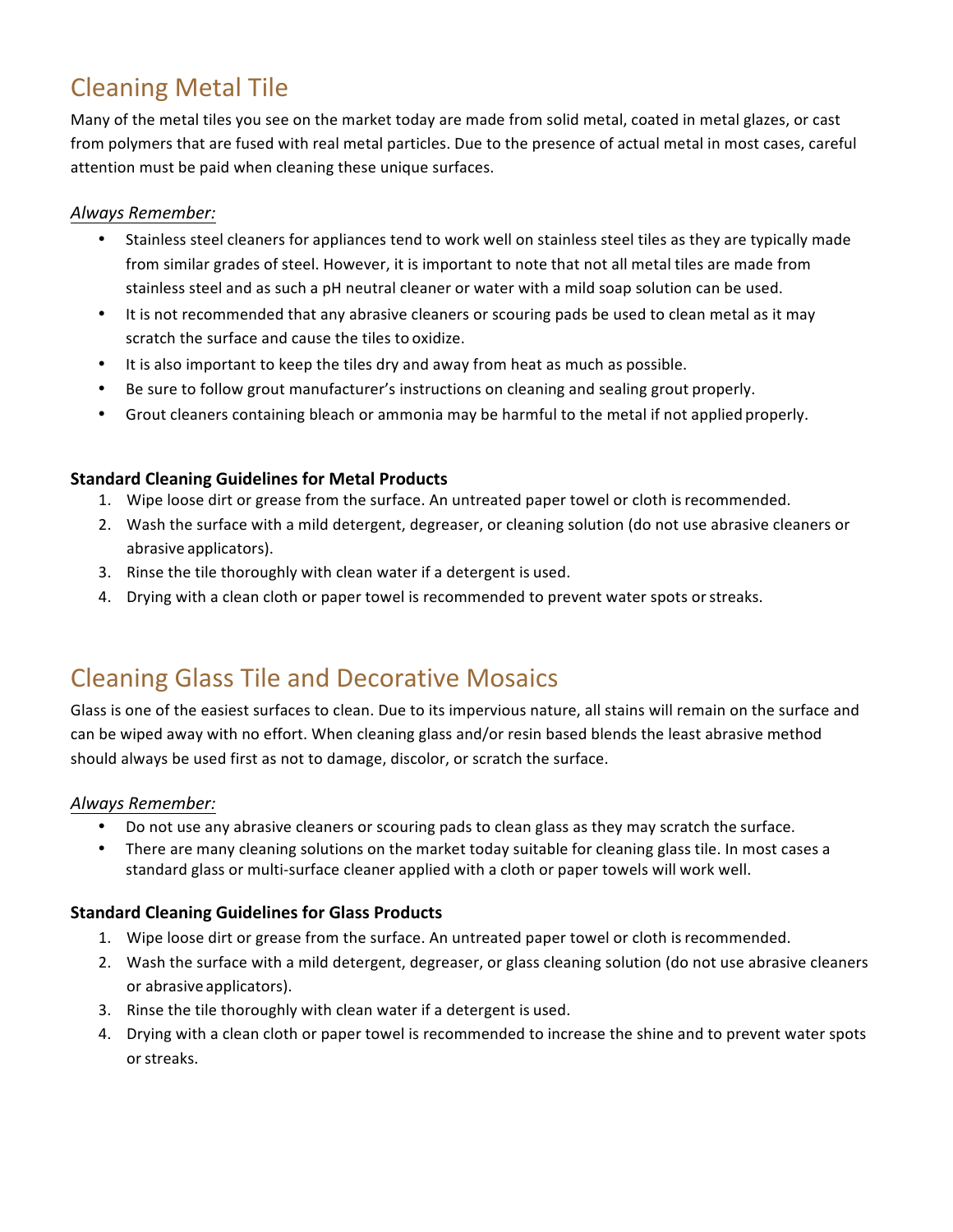## Cleaning Metal Tile

Many of the metal tiles you see on the market today are made from solid metal, coated in metal glazes, or cast from polymers that are fused with real metal particles. Due to the presence of actual metal in most cases, careful attention must be paid when cleaning these unique surfaces.

*Always Remember:*

- Stainless steel cleaners for appliances tend to work well on stainless steel tiles as they are typically made from similar grades of steel. However, it is important to note that not all metal tiles are made from stainless steel and as such a pH neutral cleaner or water with a mild soap solution can be used.
- It is not recommended that any abrasive cleaners or scouring pads be used to clean metal as it may scratch the surface and cause the tiles to oxidize.
- It is also important to keep the tiles dry and away from heat as much as possible.
- Be sure to follow grout manufacturer's instructions on cleaning and sealing grout properly.
- Grout cleaners containing bleach or ammonia may be harmful to the metal if not applied properly.

**Standard Cleaning Guidelines for Metal Products**

1. Wipe loose dirt or grease from the surface. An untreated paper towel or cloth is recommended.
2. Wash the surface with a mild detergent, degreaser, or cleaning solution (do not use abrasive cleaners or abrasive applicators).
3. Rinse the tile thoroughly with clean water if a detergent is used.
4. Drying with a clean cloth or paper towel is recommended to prevent water spots or streaks.

## Cleaning Glass Tile and Decorative Mosaics

Glass is one of the easiest surfaces to clean. Due to its impervious nature, all stains will remain on the surface and can be wiped away with no effort. When cleaning glass and/or resin based blends the least abrasive method should always be used first as not to damage, discolor, or scratch the surface.

*Always Remember:*

- Do not use any abrasive cleaners or scouring pads to clean glass as they may scratch the surface.
- There are many cleaning solutions on the market today suitable for cleaning glass tile. In most cases a standard glass or multi-surface cleaner applied with a cloth or paper towels will work well.

**Standard Cleaning Guidelines for Glass Products**

1. Wipe loose dirt or grease from the surface. An untreated paper towel or cloth is recommended.
2. Wash the surface with a mild detergent, degreaser, or glass cleaning solution (do not use abrasive cleaners or abrasive applicators).
3. Rinse the tile thoroughly with clean water if a detergent is used.
4. Drying with a clean cloth or paper towel is recommended to increase the shine and to prevent water spots or streaks.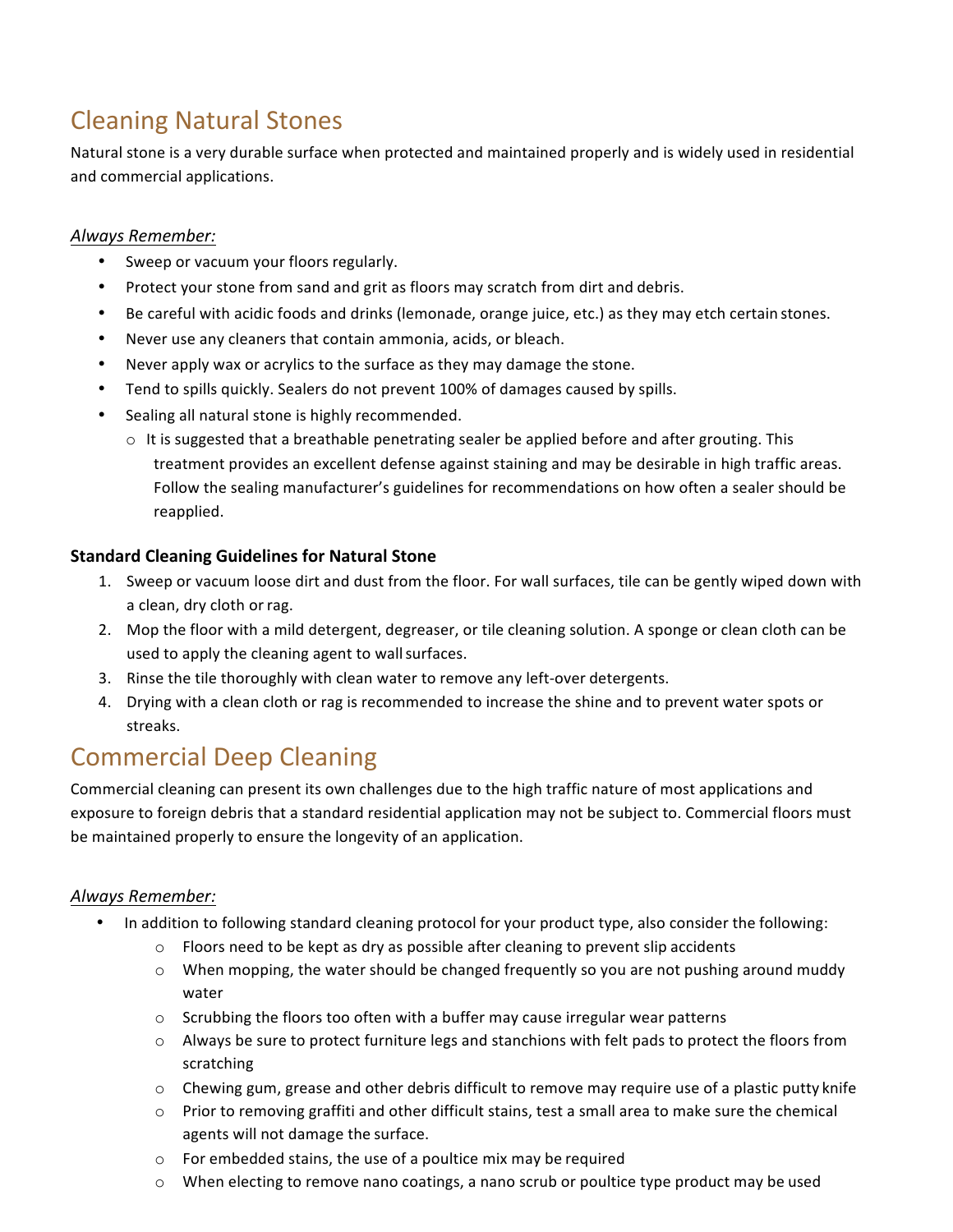## Cleaning Natural Stones

Natural stone is a very durable surface when protected and maintained properly and is widely used in residential and commercial applications.

*Always Remember:*

- Sweep or vacuum your floors regularly.
- Protect your stone from sand and grit as floors may scratch from dirt and debris.
- Be careful with acidic foods and drinks (lemonade, orange juice, etc.) as they may etch certain stones.
- Never use any cleaners that contain ammonia, acids, or bleach.
- Never apply wax or acrylics to the surface as they may damage the stone.
- Tend to spills quickly. Sealers do not prevent 100% of damages caused by spills.
- Sealing all natural stone is highly recommended.
    - It is suggested that a breathable penetrating sealer be applied before and after grouting. This treatment provides an excellent defense against staining and may be desirable in high traffic areas. Follow the sealing manufacturer's guidelines for recommendations on how often a sealer should be reapplied.

**Standard Cleaning Guidelines for Natural Stone**

1. Sweep or vacuum loose dirt and dust from the floor. For wall surfaces, tile can be gently wiped down with a clean, dry cloth or rag.
2. Mop the floor with a mild detergent, degreaser, or tile cleaning solution. A sponge or clean cloth can be used to apply the cleaning agent to wall surfaces.
3. Rinse the tile thoroughly with clean water to remove any left-over detergents.
4. Drying with a clean cloth or rag is recommended to increase the shine and to prevent water spots or streaks.

## Commercial Deep Cleaning

Commercial cleaning can present its own challenges due to the high traffic nature of most applications and exposure to foreign debris that a standard residential application may not be subject to. Commercial floors must be maintained properly to ensure the longevity of an application.

*Always Remember:*

- In addition to following standard cleaning protocol for your product type, also consider the following:
    - Floors need to be kept as dry as possible after cleaning to prevent slip accidents
    - When mopping, the water should be changed frequently so you are not pushing around muddy water
    - Scrubbing the floors too often with a buffer may cause irregular wear patterns
    - Always be sure to protect furniture legs and stanchions with felt pads to protect the floors from scratching
    - Chewing gum, grease and other debris difficult to remove may require use of a plastic putty knife
    - Prior to removing graffiti and other difficult stains, test a small area to make sure the chemical agents will not damage the surface.
    - For embedded stains, the use of a poultice mix may be required
    - When electing to remove nano coatings, a nano scrub or poultice type product may be used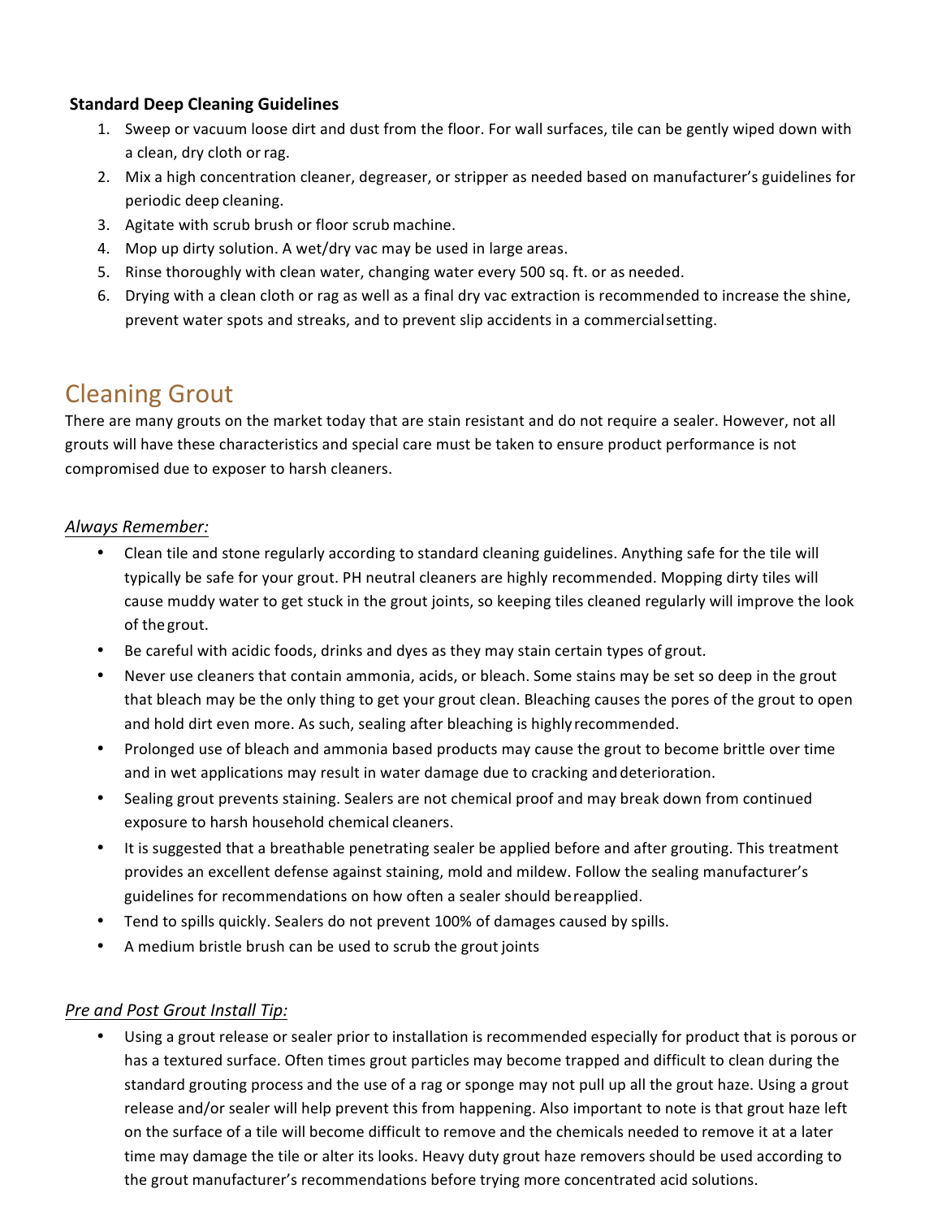**Standard Deep Cleaning Guidelines**

1. Sweep or vacuum loose dirt and dust from the floor. For wall surfaces, tile can be gently wiped down with a clean, dry cloth or rag.
2. Mix a high concentration cleaner, degreaser, or stripper as needed based on manufacturer's guidelines for periodic deep cleaning.
3. Agitate with scrub brush or floor scrub machine.
4. Mop up dirty solution. A wet/dry vac may be used in large areas.
5. Rinse thoroughly with clean water, changing water every 500 sq. ft. or as needed.
6. Drying with a clean cloth or rag as well as a final dry vac extraction is recommended to increase the shine, prevent water spots and streaks, and to prevent slip accidents in a commercial setting.

## Cleaning Grout

There are many grouts on the market today that are stain resistant and do not require a sealer. However, not all grouts will have these characteristics and special care must be taken to ensure product performance is not compromised due to exposer to harsh cleaners.

*Always Remember:*

- Clean tile and stone regularly according to standard cleaning guidelines. Anything safe for the tile will typically be safe for your grout. PH neutral cleaners are highly recommended. Mopping dirty tiles will cause muddy water to get stuck in the grout joints, so keeping tiles cleaned regularly will improve the look of the grout.
- Be careful with acidic foods, drinks and dyes as they may stain certain types of grout.
- Never use cleaners that contain ammonia, acids, or bleach. Some stains may be set so deep in the grout that bleach may be the only thing to get your grout clean. Bleaching causes the pores of the grout to open and hold dirt even more. As such, sealing after bleaching is highly recommended.
- Prolonged use of bleach and ammonia based products may cause the grout to become brittle over time and in wet applications may result in water damage due to cracking and deterioration.
- Sealing grout prevents staining. Sealers are not chemical proof and may break down from continued exposure to harsh household chemical cleaners.
- It is suggested that a breathable penetrating sealer be applied before and after grouting. This treatment provides an excellent defense against staining, mold and mildew. Follow the sealing manufacturer's guidelines for recommendations on how often a sealer should be reapplied.
- Tend to spills quickly. Sealers do not prevent 100% of damages caused by spills.
- A medium bristle brush can be used to scrub the grout joints

*Pre and Post Grout Install Tip:*

- Using a grout release or sealer prior to installation is recommended especially for product that is porous or has a textured surface. Often times grout particles may become trapped and difficult to clean during the standard grouting process and the use of a rag or sponge may not pull up all the grout haze. Using a grout release and/or sealer will help prevent this from happening. Also important to note is that grout haze left on the surface of a tile will become difficult to remove and the chemicals needed to remove it at a later time may damage the tile or alter its looks. Heavy duty grout haze removers should be used according to the grout manufacturer's recommendations before trying more concentrated acid solutions.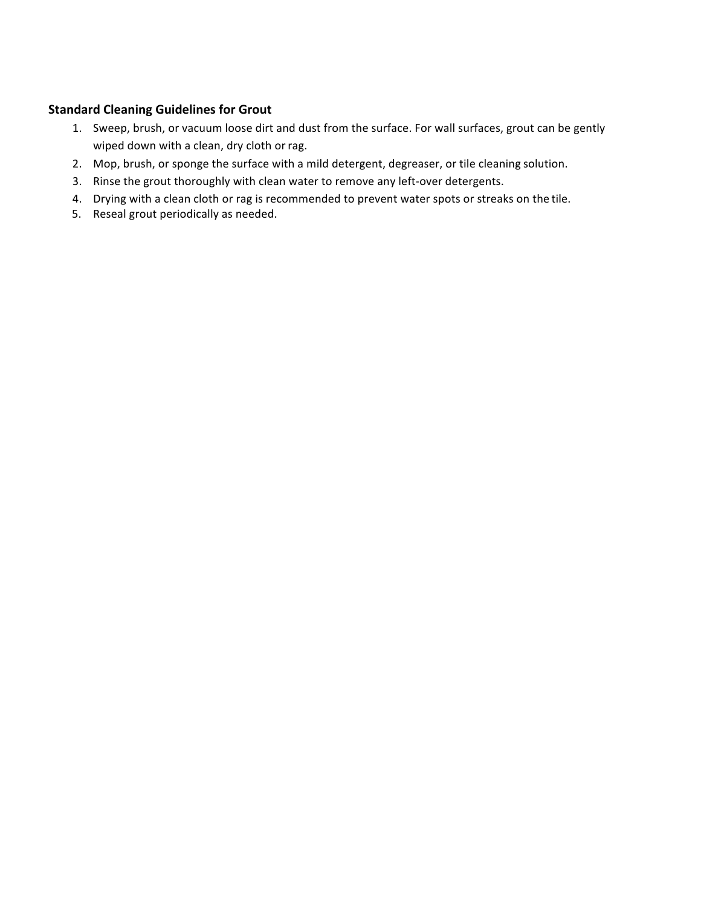**Standard Cleaning Guidelines for Grout**

1. Sweep, brush, or vacuum loose dirt and dust from the surface. For wall surfaces, grout can be gently wiped down with a clean, dry cloth or rag.
2. Mop, brush, or sponge the surface with a mild detergent, degreaser, or tile cleaning solution.
3. Rinse the grout thoroughly with clean water to remove any left-over detergents.
4. Drying with a clean cloth or rag is recommended to prevent water spots or streaks on the tile.
5. Reseal grout periodically as needed.